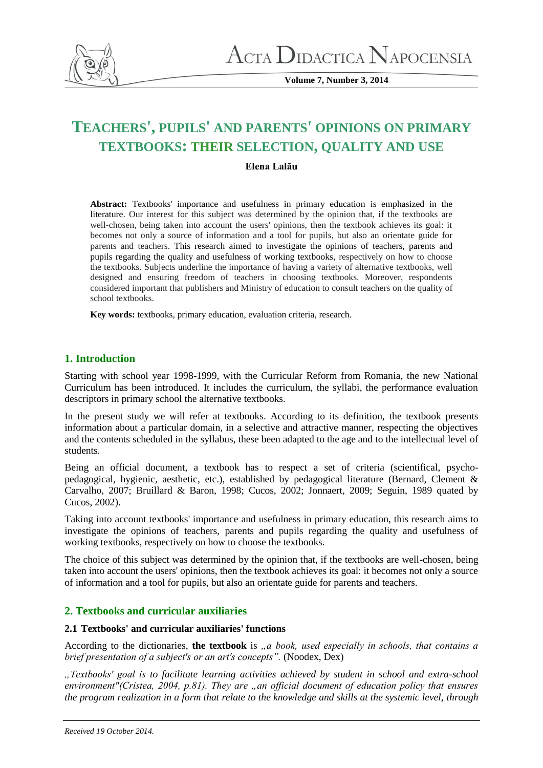# TEACHERS', PUPILS' AND PARENTS' OPINIONS ON PRIMARY TEXTBOOKS: THEIR SELECTION, QUALITY AND USE

**Elena Lalău**

**Abstract:** Textbooks' importance and usefulness in primary education is emphasized in the literature. Our interest for this subject was determined by the opinion that, if the textbooks are well-chosen, being taken into account the users' opinions, then the textbook achieves its goal: it becomes not only a source of information and a tool for pupils, but also an orientate guide for parents and teachers. This research aimed to investigate the opinions of teachers, parents and pupils regarding the quality and usefulness of working textbooks, respectively on how to choose the textbooks. Subjects underline the importance of having a variety of alternative textbooks, well designed and ensuring freedom of teachers in choosing textbooks. Moreover, respondents considered important that publishers and Ministry of education to consult teachers on the quality of school textbooks.

**Key words:** textbooks, primary education, evaluation criteria, research.

## 1. Introduction

Starting with school year 1998-1999, with the Curricular Reform from Romania, the new National Curriculum has been introduced. It includes the curriculum, the syllabi, the performance evaluation descriptors in primary school the alternative textbooks.

In the present study we will refer at textbooks. According to its definition, the textbook presents information about a particular domain, in a selective and attractive manner, respecting the objectives and the contents scheduled in the syllabus, these been adapted to the age and to the intellectual level of students.

Being an official document, a textbook has to respect a set of criteria (scientifical, psycho-pedagogical, hygienic, aesthetic, etc.), established by pedagogical literature (Bernard, Clement & Carvalho, 2007; Bruillard & Baron, 1998; Cucos, 2002; Jonnaert, 2009; Seguin, 1989 quated by Cucos, 2002).

Taking into account textbooks' importance and usefulness in primary education, this research aims to investigate the opinions of teachers, parents and pupils regarding the quality and usefulness of working textbooks, respectively on how to choose the textbooks.

The choice of this subject was determined by the opinion that, if the textbooks are well-chosen, being taken into account the users' opinions, then the textbook achieves its goal: it becomes not only a source of information and a tool for pupils, but also an orientate guide for parents and teachers.

## 2. Textbooks and curricular auxiliaries

### 2.1 Textbooks' and curricular auxiliaries' functions

According to the dictionaries, **the textbook** is *„a book, used especially in schools, that contains a brief presentation of a subject's or an art's concepts".* (Noodex, Dex)

*„Textbooks' goal is to facilitate learning activities achieved by student in school and extra-school environment"(Cristea, 2004, p.81). They are „an official document of education policy that ensures the program realization in a form that relate to the knowledge and skills at the systemic level, through*

*Received 19 October 2014.*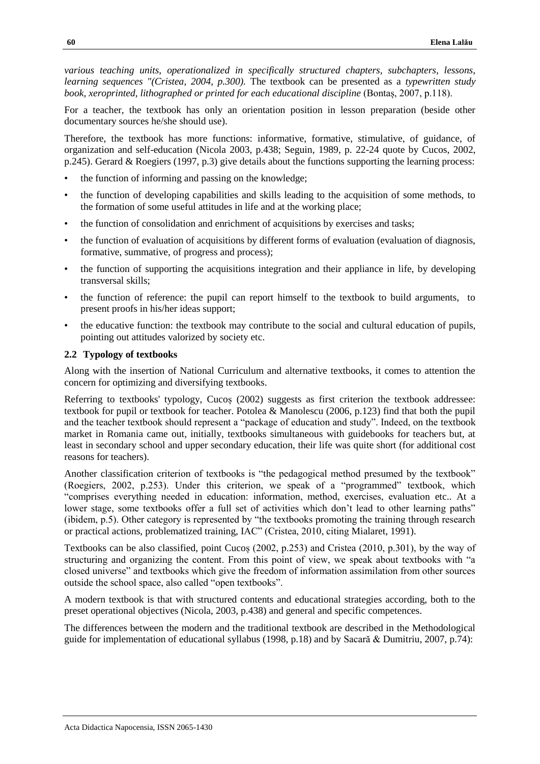*various teaching units, operationalized in specifically structured chapters, subchapters, lessons, learning sequences "(Cristea, 2004, p.300).* The textbook can be presented as a *typewritten study book, xeroprinted, lithographed or printed for each educational discipline* (Bontaș, 2007, p.118).

For a teacher, the textbook has only an orientation position in lesson preparation (beside other documentary sources he/she should use).

Therefore, the textbook has more functions: informative, formative, stimulative, of guidance, of organization and self-education (Nicola 2003, p.438; Seguin, 1989, p. 22-24 quote by Cucos, 2002, p.245). Gerard & Roegiers (1997, p.3) give details about the functions supporting the learning process:

- the function of informing and passing on the knowledge;
- the function of developing capabilities and skills leading to the acquisition of some methods, to the formation of some useful attitudes in life and at the working place;
- the function of consolidation and enrichment of acquisitions by exercises and tasks;
- the function of evaluation of acquisitions by different forms of evaluation (evaluation of diagnosis, formative, summative, of progress and process);
- the function of supporting the acquisitions integration and their appliance in life, by developing transversal skills;
- the function of reference: the pupil can report himself to the textbook to build arguments, to present proofs in his/her ideas support;
- the educative function: the textbook may contribute to the social and cultural education of pupils, pointing out attitudes valorized by society etc.

### 2.2 Typology of textbooks

Along with the insertion of National Curriculum and alternative textbooks, it comes to attention the concern for optimizing and diversifying textbooks.

Referring to textbooks' typology, Cucoș (2002) suggests as first criterion the textbook addressee: textbook for pupil or textbook for teacher. Potolea & Manolescu (2006, p.123) find that both the pupil and the teacher textbook should represent a "package of education and study". Indeed, on the textbook market in Romania came out, initially, textbooks simultaneous with guidebooks for teachers but, at least in secondary school and upper secondary education, their life was quite short (for additional cost reasons for teachers).

Another classification criterion of textbooks is "the pedagogical method presumed by the textbook" (Roegiers, 2002, p.253). Under this criterion, we speak of a "programmed" textbook, which "comprises everything needed in education: information, method, exercises, evaluation etc.. At a lower stage, some textbooks offer a full set of activities which don't lead to other learning paths" (ibidem, p.5). Other category is represented by "the textbooks promoting the training through research or practical actions, problematized training, IAC" (Cristea, 2010, citing Mialaret, 1991).

Textbooks can be also classified, point Cucoș (2002, p.253) and Cristea (2010, p.301), by the way of structuring and organizing the content. From this point of view, we speak about textbooks with "a closed universe" and textbooks which give the freedom of information assimilation from other sources outside the school space, also called "open textbooks".

A modern textbook is that with structured contents and educational strategies according, both to the preset operational objectives (Nicola, 2003, p.438) and general and specific competences.

The differences between the modern and the traditional textbook are described in the Methodological guide for implementation of educational syllabus (1998, p.18) and by Sacară & Dumitriu, 2007, p.74):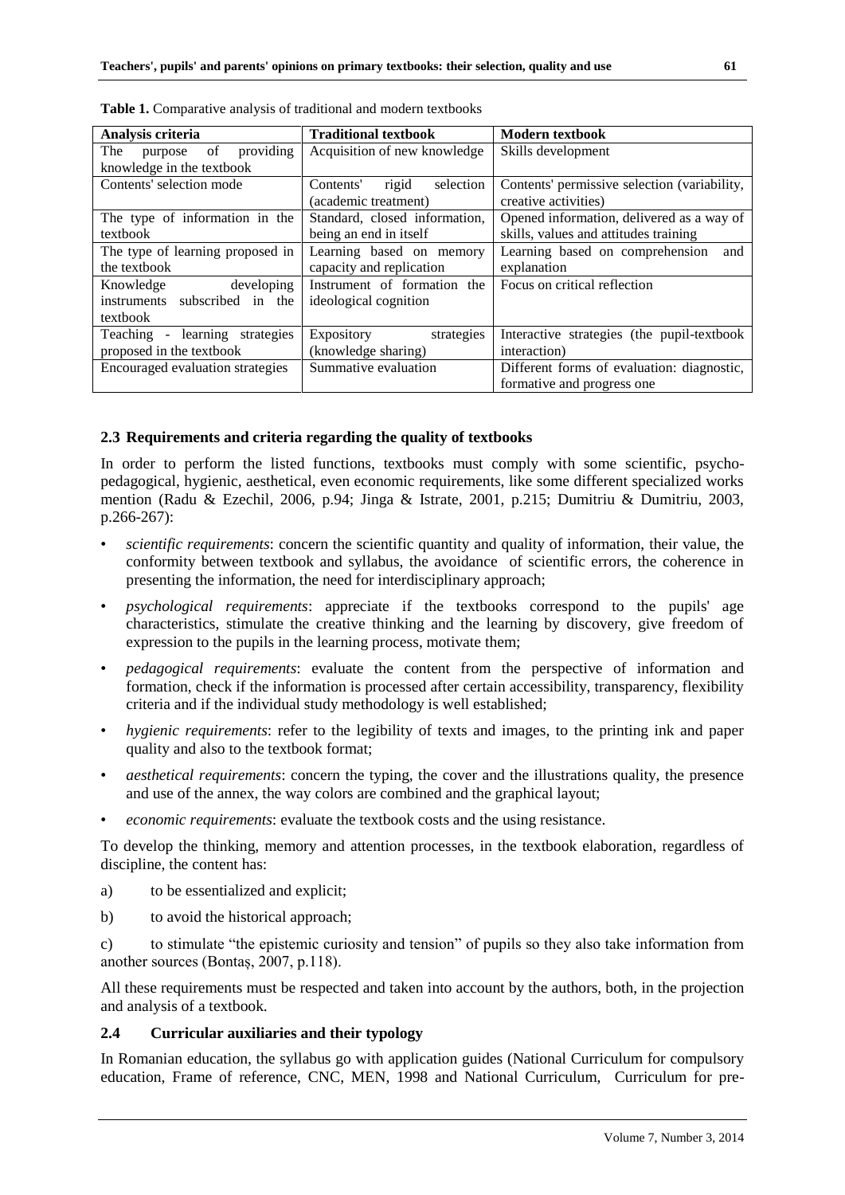**Table 1.** Comparative analysis of traditional and modern textbooks

| Analysis criteria | Traditional textbook | Modern textbook |
|---|---|---|
| The purpose of providing knowledge in the textbook | Acquisition of new knowledge | Skills development |
| Contents' selection mode | Contents' rigid selection (academic treatment) | Contents' permissive selection (variability, creative activities) |
| The type of information in the textbook | Standard, closed information, being an end in itself | Opened information, delivered as a way of skills, values and attitudes training |
| The type of learning proposed in the textbook | Learning based on memory capacity and replication | Learning based on comprehension and explanation |
| Knowledge developing instruments subscribed in the textbook | Instrument of formation the ideological cognition | Focus on critical reflection |
| Teaching - learning strategies proposed in the textbook | Expository strategies (knowledge sharing) | Interactive strategies (the pupil-textbook interaction) |
| Encouraged evaluation strategies | Summative evaluation | Different forms of evaluation: diagnostic, formative and progress one |

### 2.3 Requirements and criteria regarding the quality of textbooks

In order to perform the listed functions, textbooks must comply with some scientific, psycho-pedagogical, hygienic, aesthetical, even economic requirements, like some different specialized works mention (Radu & Ezechil, 2006, p.94; Jinga & Istrate, 2001, p.215; Dumitriu & Dumitriu, 2003, p.266-267):

- *scientific requirements*: concern the scientific quantity and quality of information, their value, the conformity between textbook and syllabus, the avoidance of scientific errors, the coherence in presenting the information, the need for interdisciplinary approach;
- *psychological requirements*: appreciate if the textbooks correspond to the pupils' age characteristics, stimulate the creative thinking and the learning by discovery, give freedom of expression to the pupils in the learning process, motivate them;
- *pedagogical requirements*: evaluate the content from the perspective of information and formation, check if the information is processed after certain accessibility, transparency, flexibility criteria and if the individual study methodology is well established;
- *hygienic requirements*: refer to the legibility of texts and images, to the printing ink and paper quality and also to the textbook format;
- *aesthetical requirements*: concern the typing, the cover and the illustrations quality, the presence and use of the annex, the way colors are combined and the graphical layout;
- *economic requirements*: evaluate the textbook costs and the using resistance.

To develop the thinking, memory and attention processes, in the textbook elaboration, regardless of discipline, the content has:

a) to be essentialized and explicit;

b) to avoid the historical approach;

c) to stimulate "the epistemic curiosity and tension" of pupils so they also take information from another sources (Bontaș, 2007, p.118).

All these requirements must be respected and taken into account by the authors, both, in the projection and analysis of a textbook.

### 2.4 Curricular auxiliaries and their typology

In Romanian education, the syllabus go with application guides (National Curriculum for compulsory education, Frame of reference, CNC, MEN, 1998 and National Curriculum, Curriculum for pre-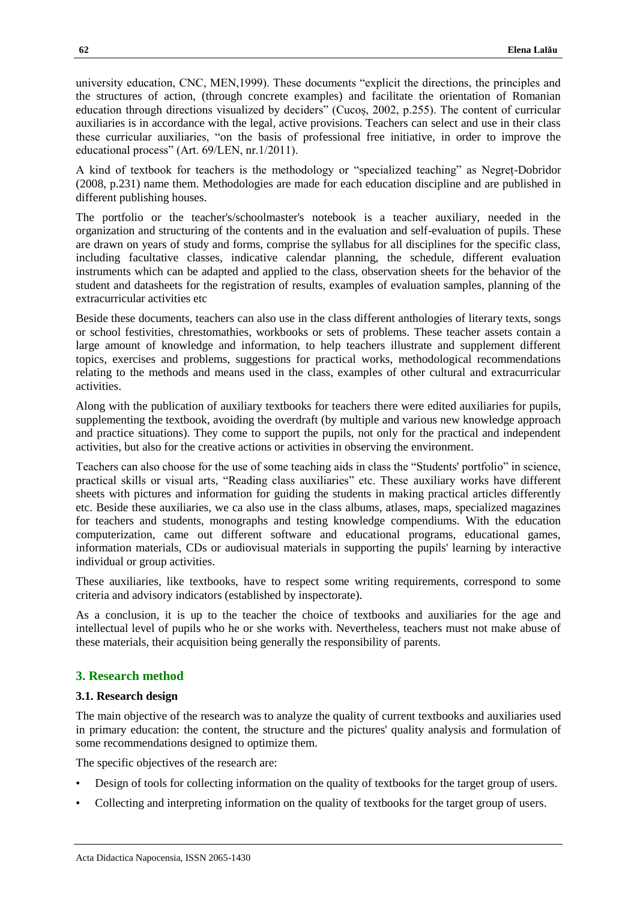university education, CNC, MEN,1999). These documents “explicit the directions, the principles and the structures of action, (through concrete examples) and facilitate the orientation of Romanian education through directions visualized by deciders” (Cucoș, 2002, p.255). The content of curricular auxiliaries is in accordance with the legal, active provisions. Teachers can select and use in their class these curricular auxiliaries, “on the basis of professional free initiative, in order to improve the educational process” (Art. 69/LEN, nr.1/2011).

A kind of textbook for teachers is the methodology or “specialized teaching” as Negreț-Dobridor (2008, p.231) name them. Methodologies are made for each education discipline and are published in different publishing houses.

The portfolio or the teacher's/schoolmaster's notebook is a teacher auxiliary, needed in the organization and structuring of the contents and in the evaluation and self-evaluation of pupils. These are drawn on years of study and forms, comprise the syllabus for all disciplines for the specific class, including facultative classes, indicative calendar planning, the schedule, different evaluation instruments which can be adapted and applied to the class, observation sheets for the behavior of the student and datasheets for the registration of results, examples of evaluation samples, planning of the extracurricular activities etc

Beside these documents, teachers can also use in the class different anthologies of literary texts, songs or school festivities, chrestomathies, workbooks or sets of problems. These teacher assets contain a large amount of knowledge and information, to help teachers illustrate and supplement different topics, exercises and problems, suggestions for practical works, methodological recommendations relating to the methods and means used in the class, examples of other cultural and extracurricular activities.

Along with the publication of auxiliary textbooks for teachers there were edited auxiliaries for pupils, supplementing the textbook, avoiding the overdraft (by multiple and various new knowledge approach and practice situations). They come to support the pupils, not only for the practical and independent activities, but also for the creative actions or activities in observing the environment.

Teachers can also choose for the use of some teaching aids in class the “Students' portfolio” in science, practical skills or visual arts, “Reading class auxiliaries” etc. These auxiliary works have different sheets with pictures and information for guiding the students in making practical articles differently etc. Beside these auxiliaries, we ca also use in the class albums, atlases, maps, specialized magazines for teachers and students, monographs and testing knowledge compendiums. With the education computerization, came out different software and educational programs, educational games, information materials, CDs or audiovisual materials in supporting the pupils' learning by interactive individual or group activities.

These auxiliaries, like textbooks, have to respect some writing requirements, correspond to some criteria and advisory indicators (established by inspectorate).

As a conclusion, it is up to the teacher the choice of textbooks and auxiliaries for the age and intellectual level of pupils who he or she works with. Nevertheless, teachers must not make abuse of these materials, their acquisition being generally the responsibility of parents.

## 3. Research method

### 3.1. Research design

The main objective of the research was to analyze the quality of current textbooks and auxiliaries used in primary education: the content, the structure and the pictures' quality analysis and formulation of some recommendations designed to optimize them.

The specific objectives of the research are:

- Design of tools for collecting information on the quality of textbooks for the target group of users.
- Collecting and interpreting information on the quality of textbooks for the target group of users.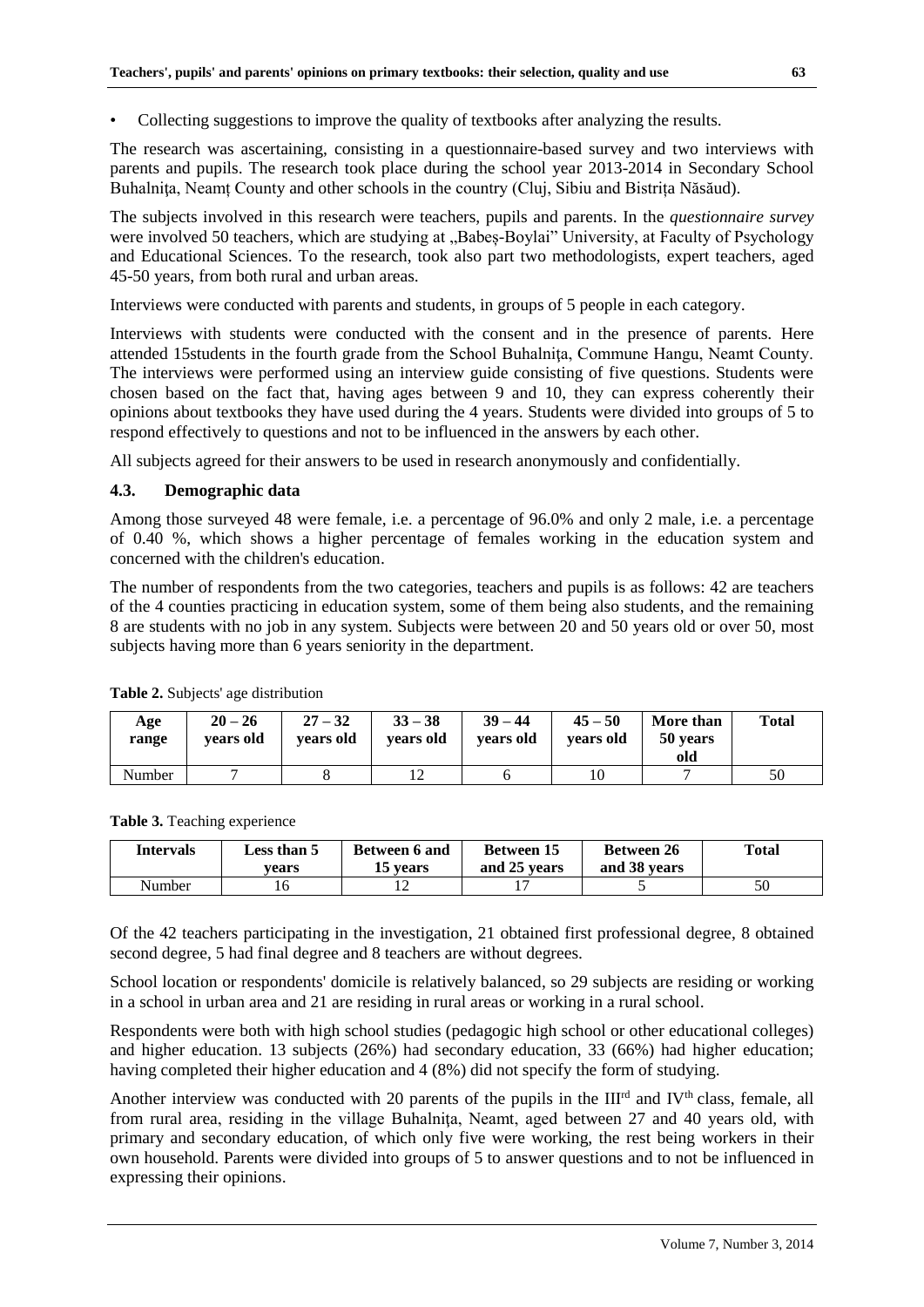- Collecting suggestions to improve the quality of textbooks after analyzing the results.

The research was ascertaining, consisting in a questionnaire-based survey and two interviews with parents and pupils. The research took place during the school year 2013-2014 in Secondary School Buhalniţa, Neamț County and other schools in the country (Cluj, Sibiu and Bistrița Năsăud).

The subjects involved in this research were teachers, pupils and parents. In the *questionnaire survey* were involved 50 teachers, which are studying at „Babeș-Boylai" University, at Faculty of Psychology and Educational Sciences. To the research, took also part two methodologists, expert teachers, aged 45-50 years, from both rural and urban areas.

Interviews were conducted with parents and students, in groups of 5 people in each category.

Interviews with students were conducted with the consent and in the presence of parents. Here attended 15students in the fourth grade from the School Buhalniţa, Commune Hangu, Neamt County. The interviews were performed using an interview guide consisting of five questions. Students were chosen based on the fact that, having ages between 9 and 10, they can express coherently their opinions about textbooks they have used during the 4 years. Students were divided into groups of 5 to respond effectively to questions and not to be influenced in the answers by each other.

All subjects agreed for their answers to be used in research anonymously and confidentially.

### 4.3. Demographic data

Among those surveyed 48 were female, i.e. a percentage of 96.0% and only 2 male, i.e. a percentage of 0.40 %, which shows a higher percentage of females working in the education system and concerned with the children's education.

The number of respondents from the two categories, teachers and pupils is as follows: 42 are teachers of the 4 counties practicing in education system, some of them being also students, and the remaining 8 are students with no job in any system. Subjects were between 20 and 50 years old or over 50, most subjects having more than 6 years seniority in the department.

**Table 2.** Subjects' age distribution

| Age range | 20 – 26 years old | 27 – 32 years old | 33 – 38 years old | 39 – 44 years old | 45 – 50 years old | More than 50 years old | Total |
|---|---|---|---|---|---|---|---|
| Number | 7 | 8 | 12 | 6 | 10 | 7 | 50 |

**Table 3.** Teaching experience

| Intervals | Less than 5 years | Between 6 and 15 years | Between 15 and 25 years | Between 26 and 38 years | Total |
|---|---|---|---|---|---|
| Number | 16 | 12 | 17 | 5 | 50 |

Of the 42 teachers participating in the investigation, 21 obtained first professional degree, 8 obtained second degree, 5 had final degree and 8 teachers are without degrees.

School location or respondents' domicile is relatively balanced, so 29 subjects are residing or working in a school in urban area and 21 are residing in rural areas or working in a rural school.

Respondents were both with high school studies (pedagogic high school or other educational colleges) and higher education. 13 subjects (26%) had secondary education, 33 (66%) had higher education; having completed their higher education and 4 (8%) did not specify the form of studying.

Another interview was conducted with 20 parents of the pupils in the III[rd] and IV[th] class, female, all from rural area, residing in the village Buhalniţa, Neamt, aged between 27 and 40 years old, with primary and secondary education, of which only five were working, the rest being workers in their own household. Parents were divided into groups of 5 to answer questions and to not be influenced in expressing their opinions.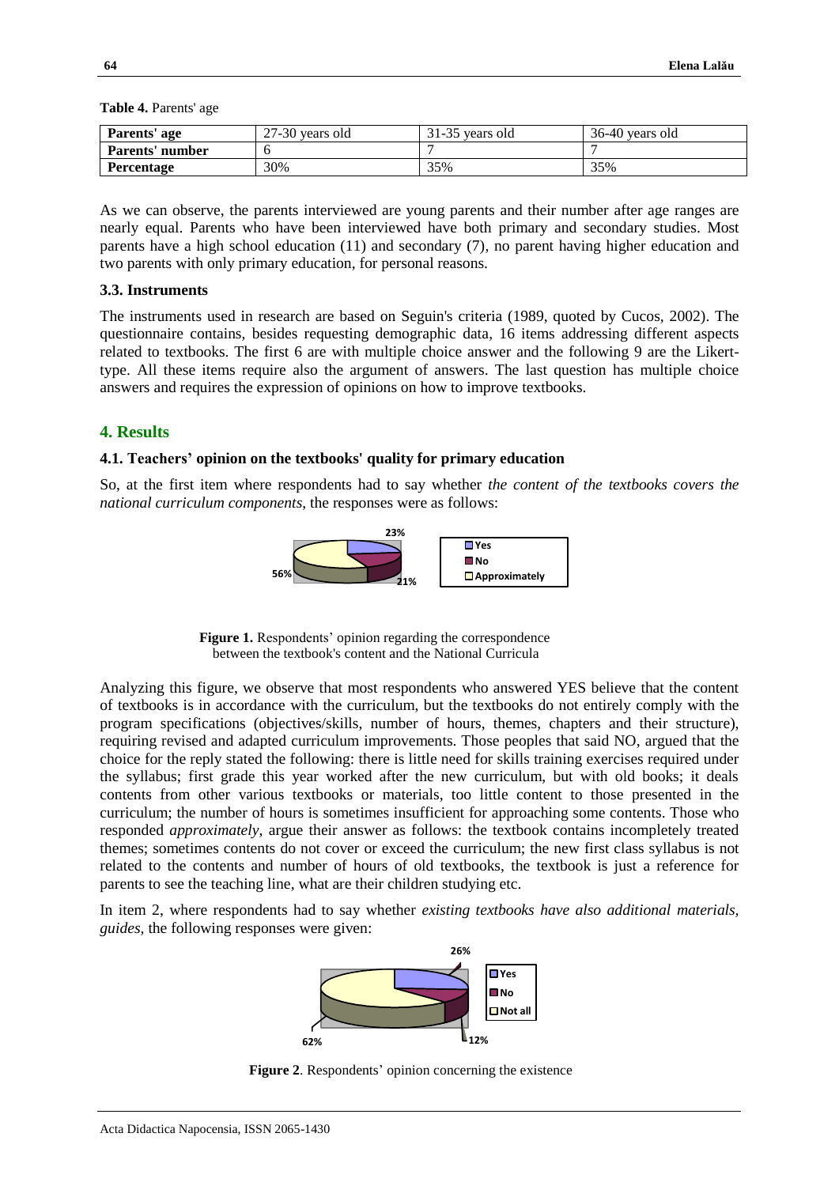**Table 4.** Parents' age

| **Parents' age** | 27-30 years old | 31-35 years old | 36-40 years old |
|---|---|---|---|
| **Parents' number** | 6 | 7 | 7 |
| **Percentage** | 30% | 35% | 35% |

As we can observe, the parents interviewed are young parents and their number after age ranges are nearly equal. Parents who have been interviewed have both primary and secondary studies. Most parents have a high school education (11) and secondary (7), no parent having higher education and two parents with only primary education, for personal reasons.

### 3.3. Instruments

The instruments used in research are based on Seguin's criteria (1989, quoted by Cucos, 2002). The questionnaire contains, besides requesting demographic data, 16 items addressing different aspects related to textbooks. The first 6 are with multiple choice answer and the following 9 are the Likert-type. All these items require also the argument of answers. The last question has multiple choice answers and requires the expression of opinions on how to improve textbooks.

## 4. Results

### 4.1. Teachers' opinion on the textbooks' quality for primary education

So, at the first item where respondents had to say whether *the content of the textbooks covers the national curriculum components*, the responses were as follows:

**Figure 1.** Respondents' opinion regarding the correspondence between the textbook's content and the National Curricula

Analyzing this figure, we observe that most respondents who answered YES believe that the content of textbooks is in accordance with the curriculum, but the textbooks do not entirely comply with the program specifications (objectives/skills, number of hours, themes, chapters and their structure), requiring revised and adapted curriculum improvements. Those peoples that said NO, argued that the choice for the reply stated the following: there is little need for skills training exercises required under the syllabus; first grade this year worked after the new curriculum, but with old books; it deals contents from other various textbooks or materials, too little content to those presented in the curriculum; the number of hours is sometimes insufficient for approaching some contents. Those who responded *approximately*, argue their answer as follows: the textbook contains incompletely treated themes; sometimes contents do not cover or exceed the curriculum; the new first class syllabus is not related to the contents and number of hours of old textbooks, the textbook is just a reference for parents to see the teaching line, what are their children studying etc.

In item 2, where respondents had to say whether *existing textbooks have also additional materials, guides*, the following responses were given:

**Figure 2**. Respondents' opinion concerning the existence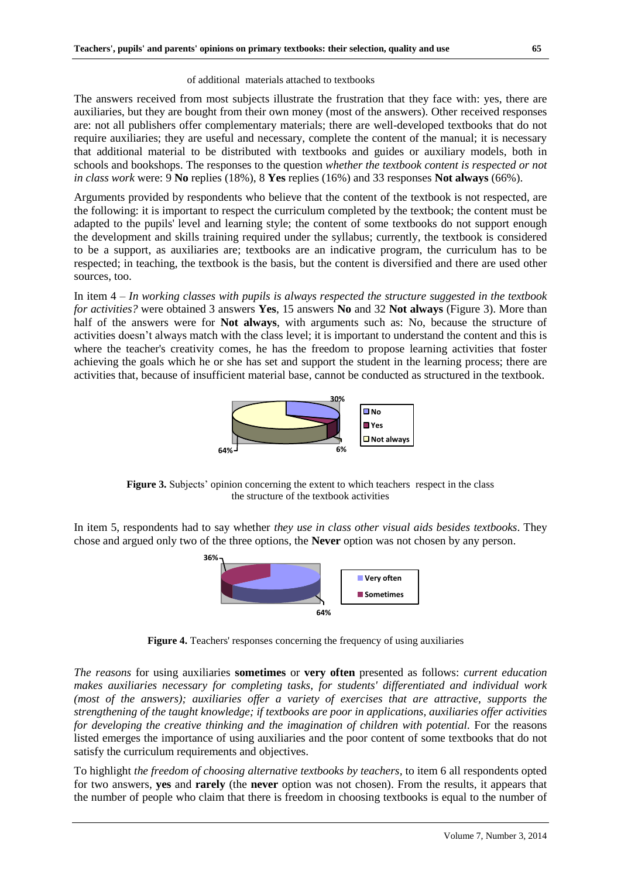of additional materials attached to textbooks

The answers received from most subjects illustrate the frustration that they face with: yes, there are auxiliaries, but they are bought from their own money (most of the answers). Other received responses are: not all publishers offer complementary materials; there are well-developed textbooks that do not require auxiliaries; they are useful and necessary, complete the content of the manual; it is necessary that additional material to be distributed with textbooks and guides or auxiliary models, both in schools and bookshops. The responses to the question *whether the textbook content is respected or not in class work* were: 9 **No** replies (18%), 8 **Yes** replies (16%) and 33 responses **Not always** (66%).

Arguments provided by respondents who believe that the content of the textbook is not respected, are the following: it is important to respect the curriculum completed by the textbook; the content must be adapted to the pupils' level and learning style; the content of some textbooks do not support enough the development and skills training required under the syllabus; currently, the textbook is considered to be a support, as auxiliaries are; textbooks are an indicative program, the curriculum has to be respected; in teaching, the textbook is the basis, but the content is diversified and there are used other sources, too.

In item 4 – *In working classes with pupils is always respected the structure suggested in the textbook for activities?* were obtained 3 answers **Yes**, 15 answers **No** and 32 **Not always** (Figure 3). More than half of the answers were for **Not always**, with arguments such as: No, because the structure of activities doesn't always match with the class level; it is important to understand the content and this is where the teacher's creativity comes, he has the freedom to propose learning activities that foster achieving the goals which he or she has set and support the student in the learning process; there are activities that, because of insufficient material base, cannot be conducted as structured in the textbook.

**Figure 3.** Subjects' opinion concerning the extent to which teachers respect in the class the structure of the textbook activities

In item 5, respondents had to say whether *they use in class other visual aids besides textbooks*. They chose and argued only two of the three options, the **Never** option was not chosen by any person.

**Figure 4.** Teachers' responses concerning the frequency of using auxiliaries

*The reasons* for using auxiliaries **sometimes** or **very often** presented as follows: *current education makes auxiliaries necessary for completing tasks, for students' differentiated and individual work (most of the answers); auxiliaries offer a variety of exercises that are attractive, supports the strengthening of the taught knowledge; if textbooks are poor in applications, auxiliaries offer activities for developing the creative thinking and the imagination of children with potential.* For the reasons listed emerges the importance of using auxiliaries and the poor content of some textbooks that do not satisfy the curriculum requirements and objectives.

To highlight *the freedom of choosing alternative textbooks by teachers*, to item 6 all respondents opted for two answers, **yes** and **rarely** (the **never** option was not chosen). From the results, it appears that the number of people who claim that there is freedom in choosing textbooks is equal to the number of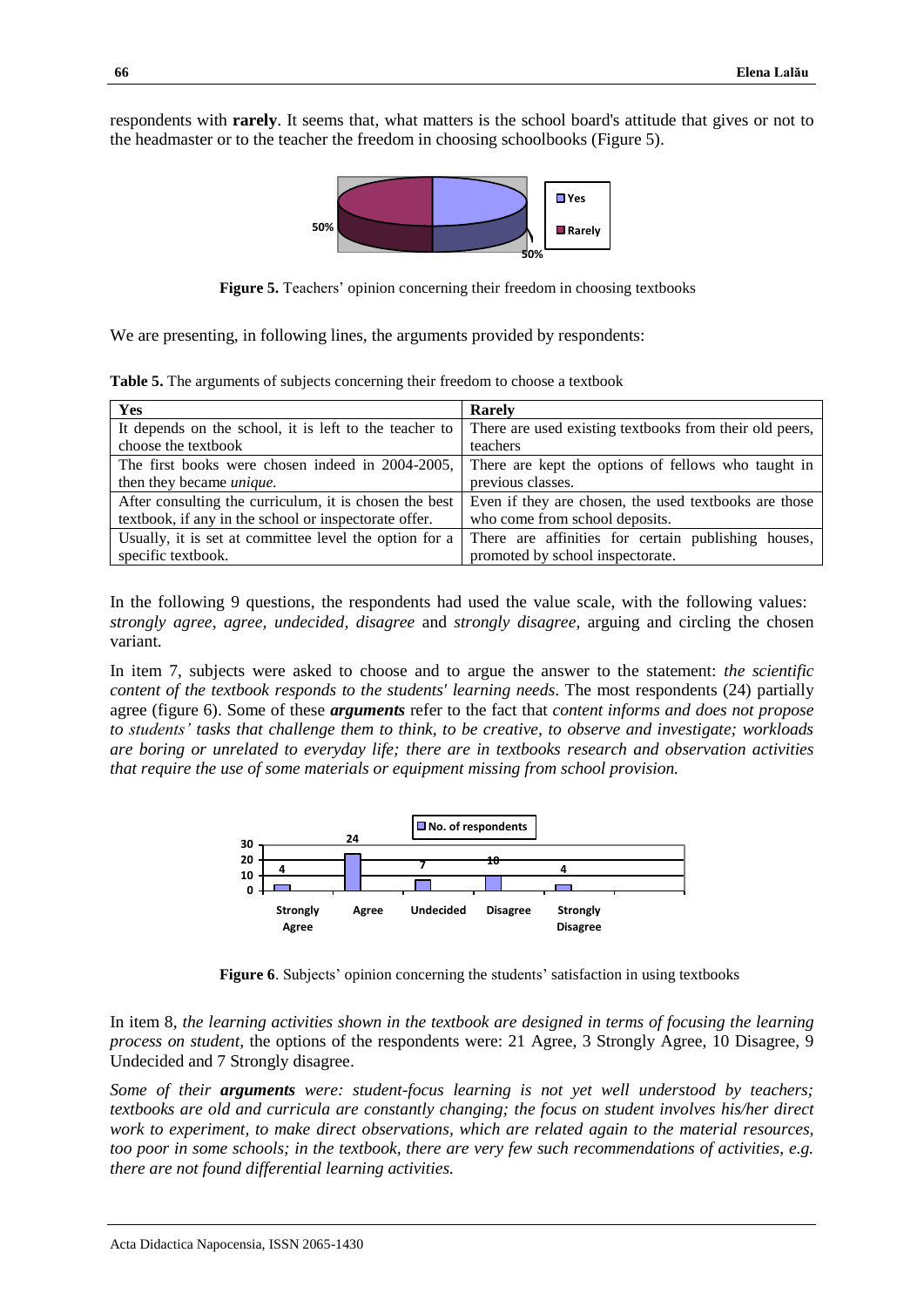respondents with **rarely**. It seems that, what matters is the school board's attitude that gives or not to the headmaster or to the teacher the freedom in choosing schoolbooks (Figure 5).

**Figure 5.** Teachers' opinion concerning their freedom in choosing textbooks

We are presenting, in following lines, the arguments provided by respondents:

**Table 5.** The arguments of subjects concerning their freedom to choose a textbook

| Yes | Rarely |
|---|---|
| It depends on the school, it is left to the teacher to choose the textbook | There are used existing textbooks from their old peers, teachers |
| The first books were chosen indeed in 2004-2005, then they became *unique.* | There are kept the options of fellows who taught in previous classes. |
| After consulting the curriculum, it is chosen the best textbook, if any in the school or inspectorate offer. | Even if they are chosen, the used textbooks are those who come from school deposits. |
| Usually, it is set at committee level the option for a specific textbook. | There are affinities for certain publishing houses, promoted by school inspectorate. |

In the following 9 questions, the respondents had used the value scale, with the following values: *strongly agree*, *agree, undecided*, *disagree* and *strongly disagree*, arguing and circling the chosen variant.

In item 7, subjects were asked to choose and to argue the answer to the statement: *the scientific content of the textbook responds to the students' learning needs*. The most respondents (24) partially agree (figure 6). Some of these ***arguments*** refer to the fact that *content informs and does not propose to students' tasks that challenge them to think, to be creative, to observe and investigate; workloads are boring or unrelated to everyday life; there are in textbooks research and observation activities that require the use of some materials or equipment missing from school provision.*

**Figure 6**. Subjects' opinion concerning the students' satisfaction in using textbooks

In item 8, *the learning activities shown in the textbook are designed in terms of focusing the learning process on student*, the options of the respondents were: 21 Agree, 3 Strongly Agree, 10 Disagree, 9 Undecided and 7 Strongly disagree.

*Some of their* ***arguments*** *were: student-focus learning is not yet well understood by teachers; textbooks are old and curricula are constantly changing; the focus on student involves his/her direct work to experiment, to make direct observations, which are related again to the material resources, too poor in some schools; in the textbook, there are very few such recommendations of activities, e.g. there are not found differential learning activities.*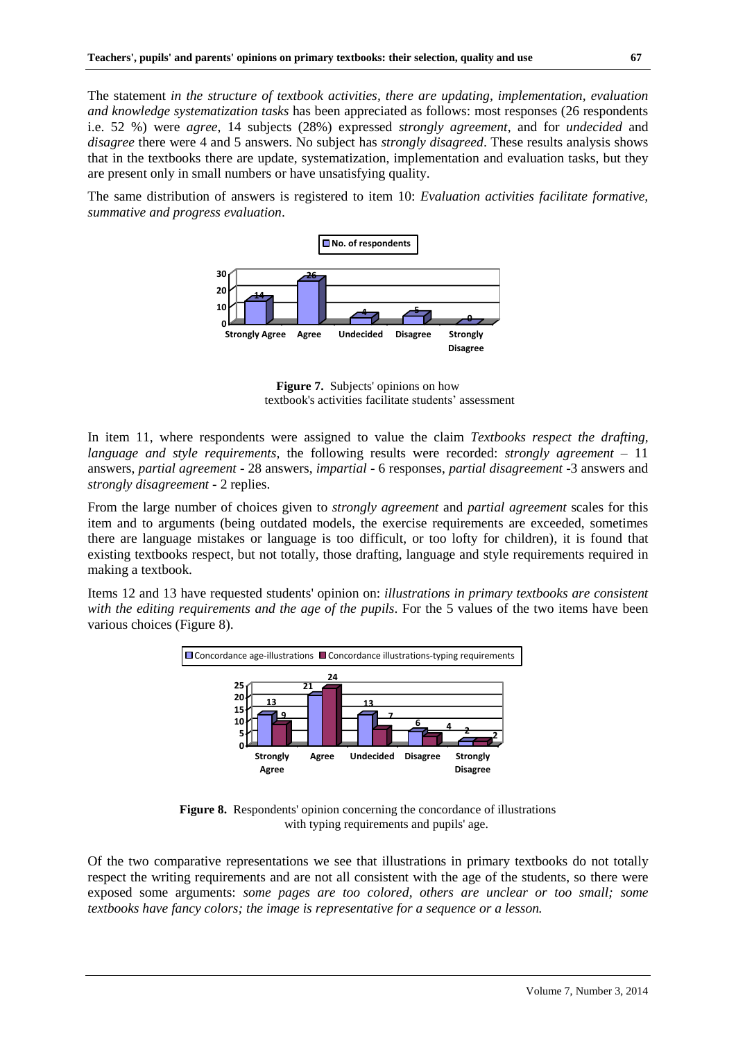The statement *in the structure of textbook activities, there are updating, implementation, evaluation and knowledge systematization tasks* has been appreciated as follows: most responses (26 respondents i.e. 52 %) were *agree*, 14 subjects (28%) expressed *strongly agreement*, and for *undecided* and *disagree* there were 4 and 5 answers. No subject has *strongly disagreed*. These results analysis shows that in the textbooks there are update, systematization, implementation and evaluation tasks, but they are present only in small numbers or have unsatisfying quality.

The same distribution of answers is registered to item 10: *Evaluation activities facilitate formative, summative and progress evaluation*.

**Figure 7.** Subjects' opinions on how textbook's activities facilitate students' assessment

In item 11, where respondents were assigned to value the claim *Textbooks respect the drafting, language and style requirements*, the following results were recorded: *strongly agreement* – 11 answers, *partial agreement* - 28 answers, *impartial* - 6 responses, *partial disagreement* -3 answers and *strongly disagreement* - 2 replies.

From the large number of choices given to *strongly agreement* and *partial agreement* scales for this item and to arguments (being outdated models, the exercise requirements are exceeded, sometimes there are language mistakes or language is too difficult, or too lofty for children), it is found that existing textbooks respect, but not totally, those drafting, language and style requirements required in making a textbook.

Items 12 and 13 have requested students' opinion on: *illustrations in primary textbooks are consistent with the editing requirements and the age of the pupils*. For the 5 values of the two items have been various choices (Figure 8).

**Figure 8.** Respondents' opinion concerning the concordance of illustrations with typing requirements and pupils' age.

Of the two comparative representations we see that illustrations in primary textbooks do not totally respect the writing requirements and are not all consistent with the age of the students, so there were exposed some arguments: *some pages are too colored, others are unclear or too small; some textbooks have fancy colors; the image is representative for a sequence or a lesson.*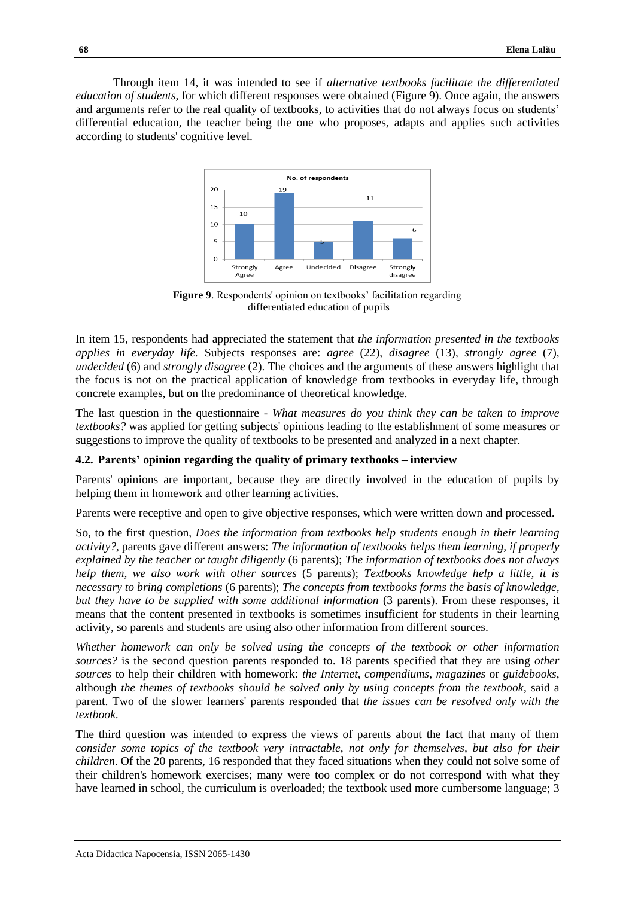Through item 14, it was intended to see if *alternative textbooks facilitate the differentiated education of students*, for which different responses were obtained (Figure 9). Once again, the answers and arguments refer to the real quality of textbooks, to activities that do not always focus on students' differential education, the teacher being the one who proposes, adapts and applies such activities according to students' cognitive level.

| | No. of respondents |
|---|---|
| Strongly Agree | 10 |
| Agree | 19 |
| Undecided | 5 |
| Disagree | 11 |
| Strongly disagree | 6 |

**Figure 9**. Respondents' opinion on textbooks' facilitation regarding differentiated education of pupils

In item 15, respondents had appreciated the statement that *the information presented in the textbooks applies in everyday life.* Subjects responses are: *agree* (22), *disagree* (13), *strongly agree* (7), *undecided* (6) and *strongly disagree* (2). The choices and the arguments of these answers highlight that the focus is not on the practical application of knowledge from textbooks in everyday life, through concrete examples, but on the predominance of theoretical knowledge.

The last question in the questionnaire - *What measures do you think they can be taken to improve textbooks?* was applied for getting subjects' opinions leading to the establishment of some measures or suggestions to improve the quality of textbooks to be presented and analyzed in a next chapter.

### 4.2. Parents' opinion regarding the quality of primary textbooks – interview

Parents' opinions are important, because they are directly involved in the education of pupils by helping them in homework and other learning activities.

Parents were receptive and open to give objective responses, which were written down and processed.

So, to the first question, *Does the information from textbooks help students enough in their learning activity?*, parents gave different answers: *The information of textbooks helps them learning, if properly explained by the teacher or taught diligently* (6 parents); *The information of textbooks does not always help them, we also work with other sources* (5 parents); *Textbooks knowledge help a little, it is necessary to bring completions* (6 parents); *The concepts from textbooks forms the basis of knowledge, but they have to be supplied with some additional information* (3 parents). From these responses, it means that the content presented in textbooks is sometimes insufficient for students in their learning activity, so parents and students are using also other information from different sources.

*Whether homework can only be solved using the concepts of the textbook or other information sources?* is the second question parents responded to. 18 parents specified that they are using *other sources* to help their children with homework: *the Internet*, *compendiums*, *magazines* or *guidebooks*, although *the themes of textbooks should be solved only by using concepts from the textbook*, said a parent. Two of the slower learners' parents responded that *the issues can be resolved only with the textbook*.

The third question was intended to express the views of parents about the fact that many of them *consider some topics of the textbook very intractable, not only for themselves, but also for their children*. Of the 20 parents, 16 responded that they faced situations when they could not solve some of their children's homework exercises; many were too complex or do not correspond with what they have learned in school, the curriculum is overloaded; the textbook used more cumbersome language; 3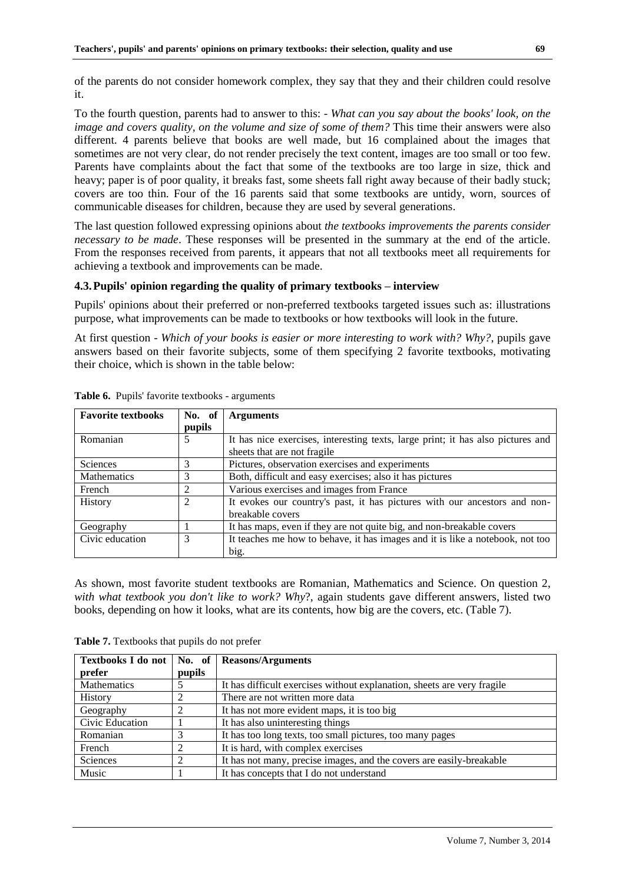of the parents do not consider homework complex, they say that they and their children could resolve it.

To the fourth question, parents had to answer to this: - *What can you say about the books' look, on the image and covers quality, on the volume and size of some of them?* This time their answers were also different. 4 parents believe that books are well made, but 16 complained about the images that sometimes are not very clear, do not render precisely the text content, images are too small or too few. Parents have complaints about the fact that some of the textbooks are too large in size, thick and heavy; paper is of poor quality, it breaks fast, some sheets fall right away because of their badly stuck; covers are too thin. Four of the 16 parents said that some textbooks are untidy, worn, sources of communicable diseases for children, because they are used by several generations.

The last question followed expressing opinions about *the textbooks improvements the parents consider necessary to be made*. These responses will be presented in the summary at the end of the article. From the responses received from parents, it appears that not all textbooks meet all requirements for achieving a textbook and improvements can be made.

### 4.3. Pupils' opinion regarding the quality of primary textbooks – interview

Pupils' opinions about their preferred or non-preferred textbooks targeted issues such as: illustrations purpose, what improvements can be made to textbooks or how textbooks will look in the future.

At first question - *Which of your books is easier or more interesting to work with? Why?*, pupils gave answers based on their favorite subjects, some of them specifying 2 favorite textbooks, motivating their choice, which is shown in the table below:

**Table 6.** Pupils' favorite textbooks - arguments

| **Favorite textbooks** | **No. of pupils** | **Arguments** |
|---|---|---|
| Romanian | 5 | It has nice exercises, interesting texts, large print; it has also pictures and sheets that are not fragile |
| Sciences | 3 | Pictures, observation exercises and experiments |
| Mathematics | 3 | Both, difficult and easy exercises; also it has pictures |
| French | 2 | Various exercises and images from France |
| History | 2 | It evokes our country's past, it has pictures with our ancestors and non-breakable covers |
| Geography | 1 | It has maps, even if they are not quite big, and non-breakable covers |
| Civic education | 3 | It teaches me how to behave, it has images and it is like a notebook, not too big. |

As shown, most favorite student textbooks are Romanian, Mathematics and Science. On question 2, *with what textbook you don't like to work? Why*?, again students gave different answers, listed two books, depending on how it looks, what are its contents, how big are the covers, etc. (Table 7).

**Table 7.** Textbooks that pupils do not prefer

| **Textbooks I do not prefer** | **No. of pupils** | **Reasons/Arguments** |
|---|---|---|
| Mathematics | 5 | It has difficult exercises without explanation, sheets are very fragile |
| History | 2 | There are not written more data |
| Geography | 2 | It has not more evident maps, it is too big |
| Civic Education | 1 | It has also uninteresting things |
| Romanian | 3 | It has too long texts, too small pictures, too many pages |
| French | 2 | It is hard, with complex exercises |
| Sciences | 2 | It has not many, precise images, and the covers are easily-breakable |
| Music | 1 | It has concepts that I do not understand |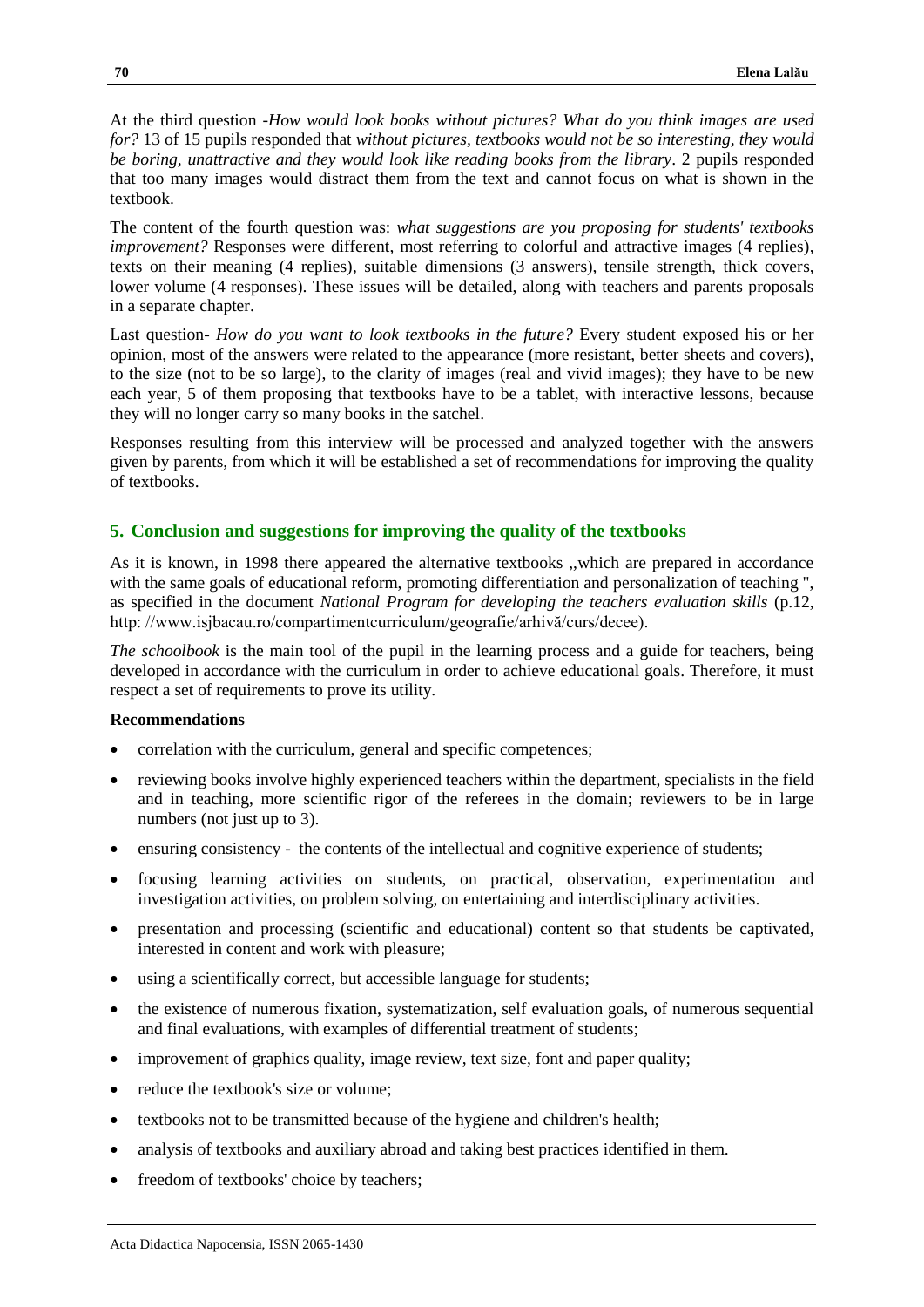At the third question -*How would look books without pictures? What do you think images are used for?* 13 of 15 pupils responded that *without pictures, textbooks would not be so interesting, they would be boring, unattractive and they would look like reading books from the library*. 2 pupils responded that too many images would distract them from the text and cannot focus on what is shown in the textbook.

The content of the fourth question was: *what suggestions are you proposing for students' textbooks improvement?* Responses were different, most referring to colorful and attractive images (4 replies), texts on their meaning (4 replies), suitable dimensions (3 answers), tensile strength, thick covers, lower volume (4 responses). These issues will be detailed, along with teachers and parents proposals in a separate chapter.

Last question- *How do you want to look textbooks in the future?* Every student exposed his or her opinion, most of the answers were related to the appearance (more resistant, better sheets and covers), to the size (not to be so large), to the clarity of images (real and vivid images); they have to be new each year, 5 of them proposing that textbooks have to be a tablet, with interactive lessons, because they will no longer carry so many books in the satchel.

Responses resulting from this interview will be processed and analyzed together with the answers given by parents, from which it will be established a set of recommendations for improving the quality of textbooks.

## 5. Conclusion and suggestions for improving the quality of the textbooks

As it is known, in 1998 there appeared the alternative textbooks ,,which are prepared in accordance with the same goals of educational reform, promoting differentiation and personalization of teaching ", as specified in the document *National Program for developing the teachers evaluation skills* (p.12, http: //www.isjbacau.ro/compartimentcurriculum/geografie/arhivă/curs/decee).

*The schoolbook* is the main tool of the pupil in the learning process and a guide for teachers, being developed in accordance with the curriculum in order to achieve educational goals. Therefore, it must respect a set of requirements to prove its utility.

**Recommendations**

- correlation with the curriculum, general and specific competences;
- reviewing books involve highly experienced teachers within the department, specialists in the field and in teaching, more scientific rigor of the referees in the domain; reviewers to be in large numbers (not just up to 3).
- ensuring consistency - the contents of the intellectual and cognitive experience of students;
- focusing learning activities on students, on practical, observation, experimentation and investigation activities, on problem solving, on entertaining and interdisciplinary activities.
- presentation and processing (scientific and educational) content so that students be captivated, interested in content and work with pleasure;
- using a scientifically correct, but accessible language for students;
- the existence of numerous fixation, systematization, self evaluation goals, of numerous sequential and final evaluations, with examples of differential treatment of students;
- improvement of graphics quality, image review, text size, font and paper quality;
- reduce the textbook's size or volume;
- textbooks not to be transmitted because of the hygiene and children's health;
- analysis of textbooks and auxiliary abroad and taking best practices identified in them.
- freedom of textbooks' choice by teachers;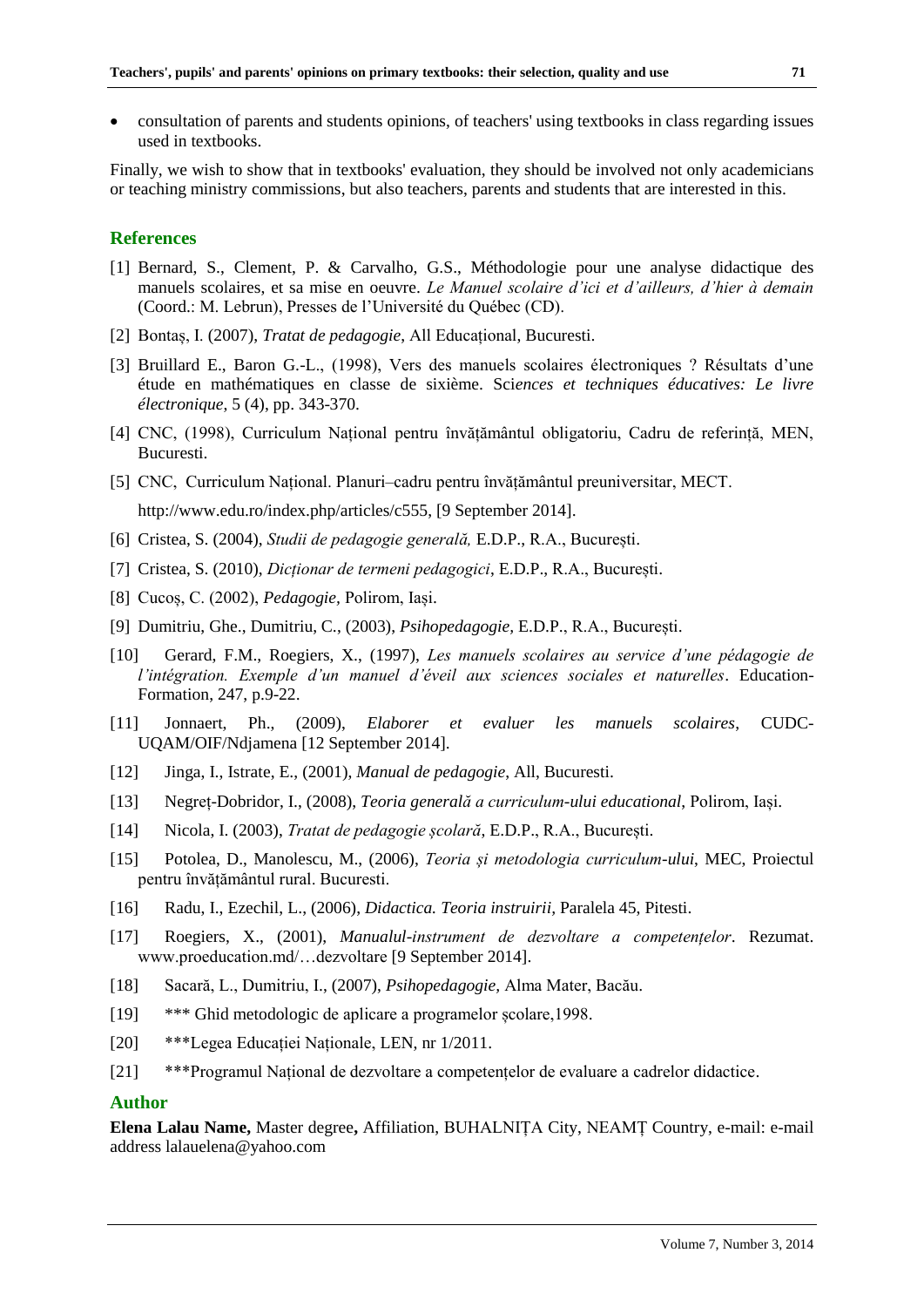- consultation of parents and students opinions, of teachers' using textbooks in class regarding issues used in textbooks.

Finally, we wish to show that in textbooks' evaluation, they should be involved not only academicians or teaching ministry commissions, but also teachers, parents and students that are interested in this.

## References

[1] Bernard, S., Clement, P. & Carvalho, G.S., Méthodologie pour une analyse didactique des manuels scolaires, et sa mise en oeuvre. *Le Manuel scolaire d'ici et d'ailleurs, d'hier à demain* (Coord.: M. Lebrun), Presses de l'Université du Québec (CD).

[2] Bontaș, I. (2007), *Tratat de pedagogie*, All Educațional, Bucuresti.

[3] Bruillard E., Baron G.-L., (1998), Vers des manuels scolaires électroniques ? Résultats d'une étude en mathématiques en classe de sixième. Sci*ences et techniques éducatives: Le livre électronique*, 5 (4), pp. 343-370.

[4] CNC, (1998), Curriculum Național pentru învățământul obligatoriu, Cadru de referință, MEN, Bucuresti.

[5] CNC, Curriculum Național. Planuri–cadru pentru învățământul preuniversitar, MECT. http://www.edu.ro/index.php/articles/c555, [9 September 2014].

[6] Cristea, S. (2004), *Studii de pedagogie generală,* E.D.P., R.A., București.

[7] Cristea, S. (2010), *Dicționar de termeni pedagogici*, E.D.P., R.A., București.

[8] Cucoș, C. (2002), *Pedagogie,* Polirom, Iași.

[9] Dumitriu, Ghe., Dumitriu, C., (2003), *Psihopedagogie,* E.D.P., R.A., București.

[10] Gerard, F.M., Roegiers, X., (1997), *Les manuels scolaires au service d'une pédagogie de l'intégration. Exemple d'un manuel d'éveil aux sciences sociales et naturelles*. Education-Formation, 247, p.9-22.

[11] Jonnaert, Ph., (2009), *Elaborer et evaluer les manuels scolaires*, CUDC-UQAM/OIF/Ndjamena [12 September 2014].

[12] Jinga, I., Istrate, E., (2001), *Manual de pedagogie*, All, Bucuresti.

[13] Negreț-Dobridor, I., (2008), *Teoria generală a curriculum-ului educational*, Polirom, Iași.

[14] Nicola, I. (2003), *Tratat de pedagogie școlară*, E.D.P., R.A., București.

[15] Potolea, D., Manolescu, M., (2006), *Teoria și metodologia curriculum-ului*, MEC, Proiectul pentru învățământul rural. Bucuresti.

[16] Radu, I., Ezechil, L., (2006), *Didactica. Teoria instruirii,* Paralela 45, Pitesti.

[17] Roegiers, X., (2001), *Manualul-instrument de dezvoltare a competențelor*. Rezumat. www.proeducation.md/…dezvoltare [9 September 2014].

[18] Sacară, L., Dumitriu, I., (2007), *Psihopedagogie,* Alma Mater, Bacău.

[19] *** Ghid metodologic de aplicare a programelor școlare,1998.

[20] ***Legea Educației Naționale, LEN, nr 1/2011.

[21] ***Programul Național de dezvoltare a competențelor de evaluare a cadrelor didactice.

## Author

**Elena Lalau Name,** Master degree**,** Affiliation, BUHALNIȚA City, NEAMȚ Country, e-mail: e-mail address lalauelena@yahoo.com